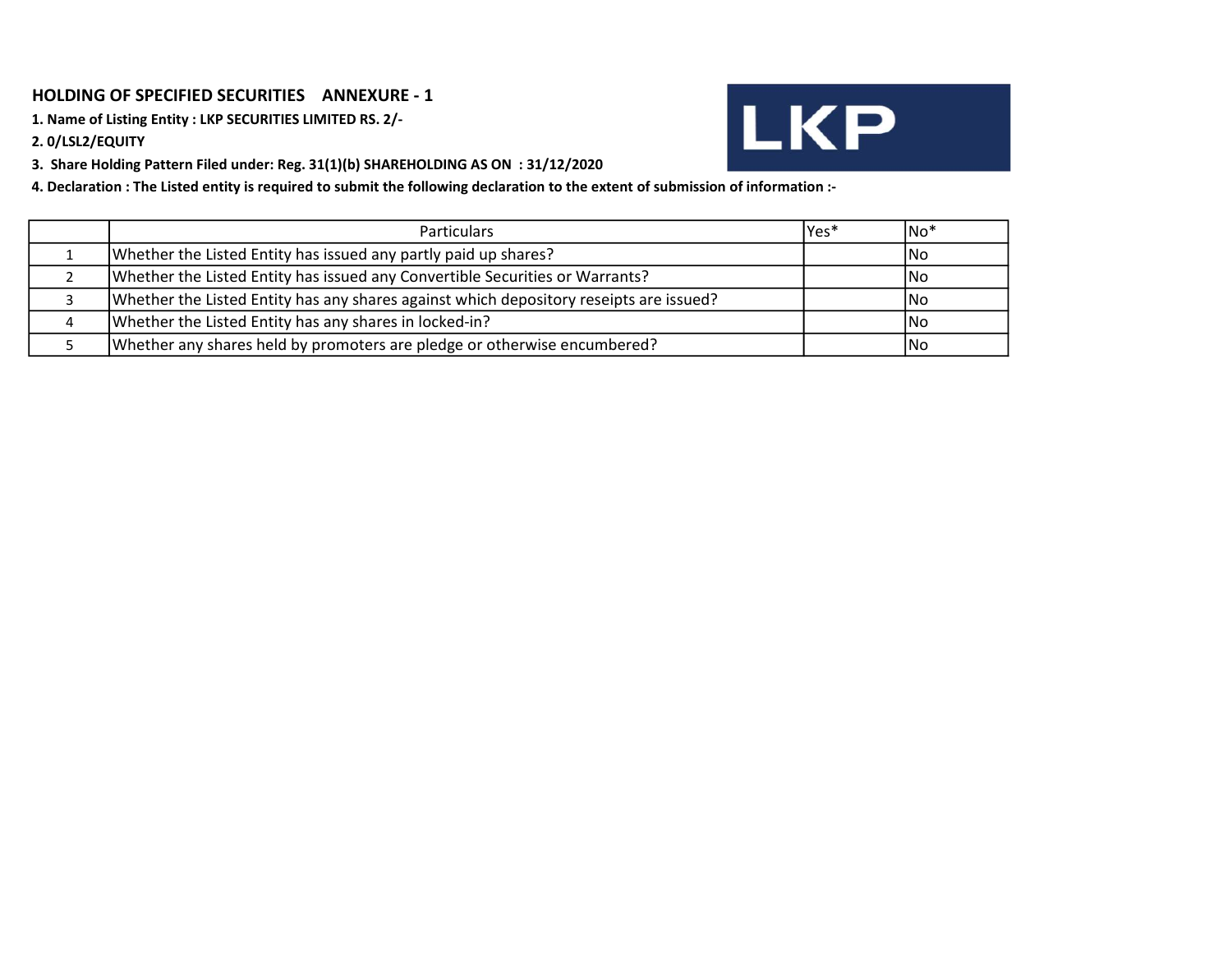**HOLDING OF SPECIFIED SECURITIES ANNEXURE - 1**

**1. Name of Listing Entity : LKP SECURITIES LIMITED RS. 2/-**

**2. 0/LSL2/EQUITY**

**3. Share Holding Pattern Filed under: Reg. 31(1)(b) SHAREHOLDING AS ON : 31/12/2020**

**4. Declaration : The Listed entity is required to submit the following declaration to the extent of submission of information :-**

| | Particulars | Yes* | No* |
|---|---|---|---|
| 1 | Whether the Listed Entity has issued any partly paid up shares? | | No |
| 2 | Whether the Listed Entity has issued any Convertible Securities or Warrants? | | No |
| 3 | Whether the Listed Entity has any shares against which depository reseipts are issued? | | No |
| 4 | Whether the Listed Entity has any shares in locked-in? | | No |
| 5 | Whether any shares held by promoters are pledge or otherwise encumbered? | | No |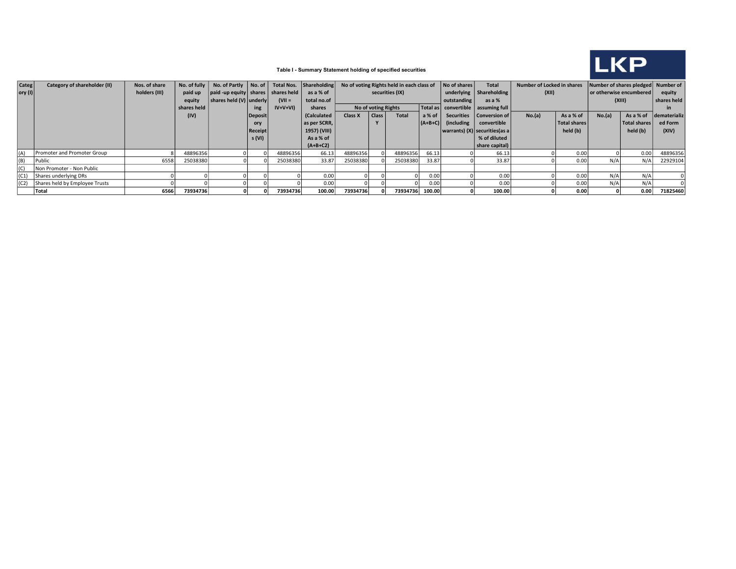## Table I - Summary Statement holding of specified securities

| Category (I) | Category of shareholder (II) | Nos. of share holders (III) | No. of fully paid up equity shares held (IV) | No. of Partly paid -up equity shares held (V) | No. of shares underlying Depository Receipts (VI) | Total Nos. shares held (VII = IV+V+VI) | Shareholding as a % of total no.of shares (Calculated as per SCRR, 1957) (VIII) As a % of (A+B+C2) | No of voting Rights held in each class of securities (IX) | | | | No of shares underlying outstanding convertible Securities (including warrants) (X) | Total Shareholding as a % assuming full Conversion of convertible securities(as a % of diluted share capital) | Number of Locked in shares (XII) | | Number of shares pledged or otherwise encumbered (XIII) | | Number of equity shares held in dematerialized Form (XIV) |
|---|---|---|---|---|---|---|---|---|---|---|---|---|---|---|---|---|---|---|
| | | | | | | | | No of voting Rights | | | Total as a % of (A+B+C) | | | No.(a) | As a % of Total shares held (b) | No.(a) | As a % of Total shares held (b) | |
| | | | | | | | | Class X | Class Y | Total | | | | | | | | |
| (A) | Promoter and Promoter Group | 8 | 48896356 | 0 | 0 | 48896356 | 66.13 | 48896356 | 0 | 48896356 | 66.13 | 0 | 66.13 | 0 | 0.00 | 0 | 0.00 | 48896356 |
| (B) | Public | 6558 | 25038380 | 0 | 0 | 25038380 | 33.87 | 25038380 | 0 | 25038380 | 33.87 | 0 | 33.87 | 0 | 0.00 | N/A | N/A | 22929104 |
| (C) | Non Promoter - Non Public | | | | | | | | | | | | | | | | | |
| (C1) | Shares underlying DRs | 0 | 0 | 0 | 0 | 0 | 0.00 | 0 | 0 | 0 | 0.00 | 0 | 0.00 | 0 | 0.00 | N/A | N/A | 0 |
| (C2) | Shares held by Employee Trusts | 0 | 0 | 0 | 0 | 0 | 0.00 | 0 | 0 | 0 | 0.00 | 0 | 0.00 | 0 | 0.00 | N/A | N/A | 0 |
| | **Total** | **6566** | **73934736** | **0** | **0** | **73934736** | **100.00** | **73934736** | **0** | **73934736** | **100.00** | **0** | **100.00** | **0** | **0.00** | **0** | **0.00** | **71825460** |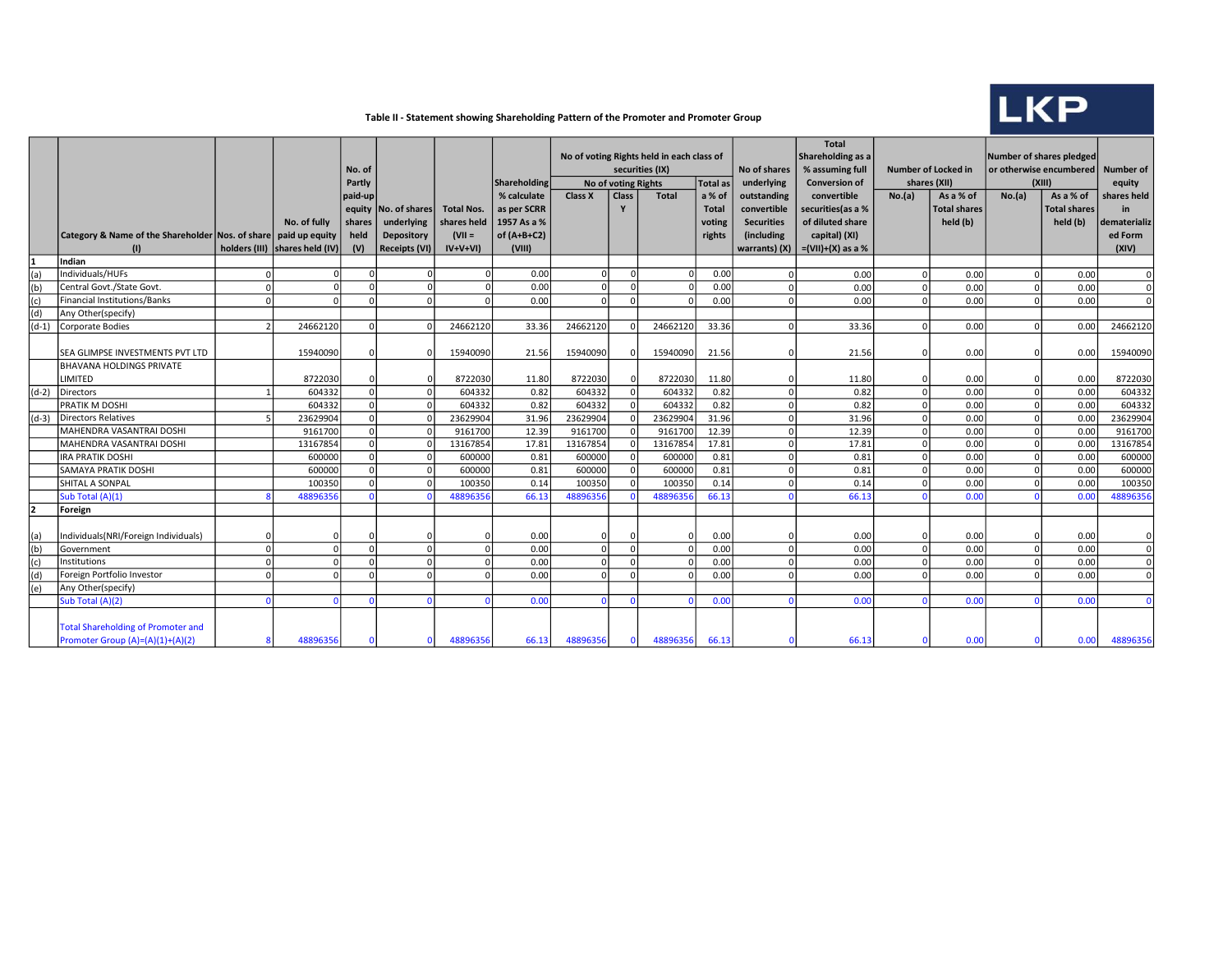LKP

### Table II - Statement showing Shareholding Pattern of the Promoter and Promoter Group

| | Category & Name of the Shareholder (I) | Nos. of share holders (III) | No. of fully paid up equity shares held (IV) | No. of Partly paid-up equity shares held (V) | No. of shares underlying Depository Receipts (VI) | Total Nos. shares held (VII = IV+V+VI) | Shareholding % calculate as per SCRR 1957 As a % of (A+B+C2) (VIII) | No of voting Rights held in each class of securities (IX) - No of voting Rights - Class X | Class Y | Total | Total as a % of Total voting rights | No of shares underlying outstanding convertible Securities (including warrants) (X) | Total Shareholding as a % assuming full Conversion of convertible securities(as a % of diluted share capital) (XI) =(VII)+(X) as a % | Number of Locked in shares (XII) No.(a) | As a % of Total shares held (b) | Number of shares pledged or otherwise encumbered (XIII) No.(a) | As a % of Total shares held (b) | Number of equity shares held in dematerializ ed Form (XIV) |
|---|---|---|---|---|---|---|---|---|---|---|---|---|---|---|---|---|---|---|
| 1 | Indian | | | | | | | | | | | | | | | | | |
| (a) | Individuals/HUFs | 0 | 0 | 0 | 0 | 0 | 0.00 | 0 | 0 | 0 | 0.00 | 0 | 0.00 | 0 | 0.00 | 0 | 0.00 | 0 |
| (b) | Central Govt./State Govt. | 0 | 0 | 0 | 0 | 0 | 0.00 | 0 | 0 | 0 | 0.00 | 0 | 0.00 | 0 | 0.00 | 0 | 0.00 | 0 |
| (c) | Financial Institutions/Banks | 0 | 0 | 0 | 0 | 0 | 0.00 | 0 | 0 | 0 | 0.00 | 0 | 0.00 | 0 | 0.00 | 0 | 0.00 | 0 |
| (d) | Any Other(specify) | | | | | | | | | | | | | | | | | |
| (d-1) | Corporate Bodies | 2 | 24662120 | 0 | 0 | 24662120 | 33.36 | 24662120 | 0 | 24662120 | 33.36 | 0 | 33.36 | 0 | 0.00 | 0 | 0.00 | 24662120 |
| | SEA GLIMPSE INVESTMENTS PVT LTD | | 15940090 | 0 | 0 | 15940090 | 21.56 | 15940090 | 0 | 15940090 | 21.56 | 0 | 21.56 | 0 | 0.00 | 0 | 0.00 | 15940090 |
| | BHAVANA HOLDINGS PRIVATE LIMITED | | 8722030 | 0 | 0 | 8722030 | 11.80 | 8722030 | 0 | 8722030 | 11.80 | 0 | 11.80 | 0 | 0.00 | 0 | 0.00 | 8722030 |
| (d-2) | Directors | 1 | 604332 | 0 | 0 | 604332 | 0.82 | 604332 | 0 | 604332 | 0.82 | 0 | 0.82 | 0 | 0.00 | 0 | 0.00 | 604332 |
| | PRATIK M DOSHI | | 604332 | 0 | 0 | 604332 | 0.82 | 604332 | 0 | 604332 | 0.82 | 0 | 0.82 | 0 | 0.00 | 0 | 0.00 | 604332 |
| (d-3) | Directors Relatives | 5 | 23629904 | 0 | 0 | 23629904 | 31.96 | 23629904 | 0 | 23629904 | 31.96 | 0 | 31.96 | 0 | 0.00 | 0 | 0.00 | 23629904 |
| | MAHENDRA VASANTRAI DOSHI | | 9161700 | 0 | 0 | 9161700 | 12.39 | 9161700 | 0 | 9161700 | 12.39 | 0 | 12.39 | 0 | 0.00 | 0 | 0.00 | 9161700 |
| | MAHENDRA VASANTRAI DOSHI | | 13167854 | 0 | 0 | 13167854 | 17.81 | 13167854 | 0 | 13167854 | 17.81 | 0 | 17.81 | 0 | 0.00 | 0 | 0.00 | 13167854 |
| | IRA PRATIK DOSHI | | 600000 | 0 | 0 | 600000 | 0.81 | 600000 | 0 | 600000 | 0.81 | 0 | 0.81 | 0 | 0.00 | 0 | 0.00 | 600000 |
| | SAMAYA PRATIK DOSHI | | 600000 | 0 | 0 | 600000 | 0.81 | 600000 | 0 | 600000 | 0.81 | 0 | 0.81 | 0 | 0.00 | 0 | 0.00 | 600000 |
| | SHITAL A SONPAL | | 100350 | 0 | 0 | 100350 | 0.14 | 100350 | 0 | 100350 | 0.14 | 0 | 0.14 | 0 | 0.00 | 0 | 0.00 | 100350 |
| | Sub Total (A)(1) | 8 | 48896356 | 0 | 0 | 48896356 | 66.13 | 48896356 | 0 | 48896356 | 66.13 | 0 | 66.13 | 0 | 0.00 | 0 | 0.00 | 48896356 |
| 2 | Foreign | | | | | | | | | | | | | | | | | |
| (a) | Individuals(NRI/Foreign Individuals) | 0 | 0 | 0 | 0 | 0 | 0.00 | 0 | 0 | 0 | 0.00 | 0 | 0.00 | 0 | 0.00 | 0 | 0.00 | 0 |
| (b) | Government | 0 | 0 | 0 | 0 | 0 | 0.00 | 0 | 0 | 0 | 0.00 | 0 | 0.00 | 0 | 0.00 | 0 | 0.00 | 0 |
| (c) | Institutions | 0 | 0 | 0 | 0 | 0 | 0.00 | 0 | 0 | 0 | 0.00 | 0 | 0.00 | 0 | 0.00 | 0 | 0.00 | 0 |
| (d) | Foreign Portfolio Investor | 0 | 0 | 0 | 0 | 0 | 0.00 | 0 | 0 | 0 | 0.00 | 0 | 0.00 | 0 | 0.00 | 0 | 0.00 | 0 |
| (e) | Any Other(specify) | | | | | | | | | | | | | | | | | |
| | Sub Total (A)(2) | 0 | 0 | 0 | 0 | 0 | 0.00 | 0 | 0 | 0 | 0.00 | 0 | 0.00 | 0 | 0.00 | 0 | 0.00 | 0 |
| | Total Shareholding of Promoter and Promoter Group (A)=(A)(1)+(A)(2) | 8 | 48896356 | 0 | 0 | 48896356 | 66.13 | 48896356 | 0 | 48896356 | 66.13 | 0 | 66.13 | 0 | 0.00 | 0 | 0.00 | 48896356 |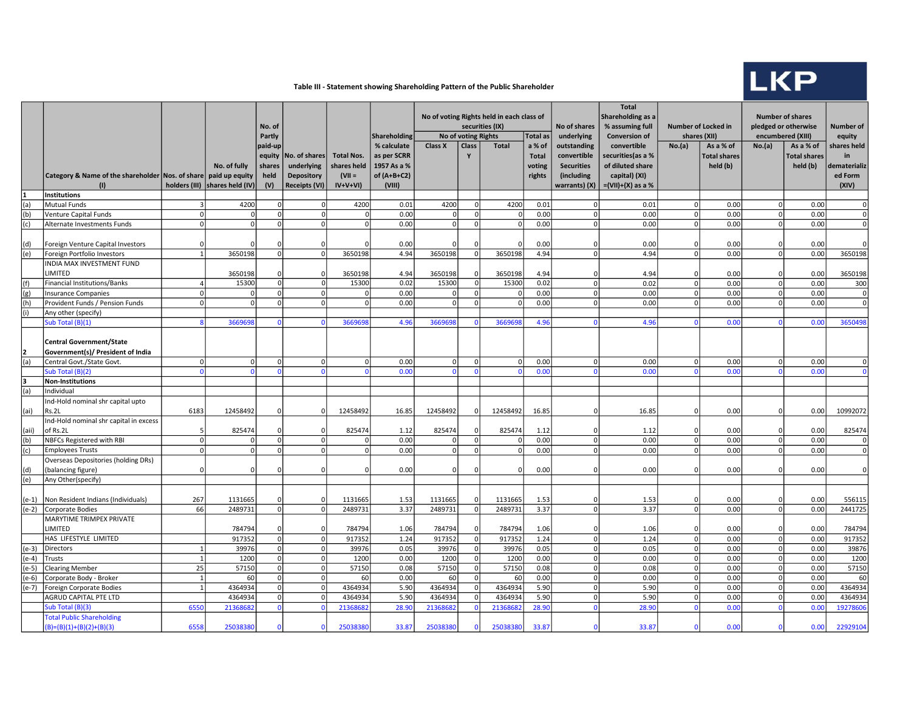LKP

### Table III - Statement showing Shareholding Pattern of the Public Shareholder

| | Category & Name of the shareholder (I) | Nos. of share holders (III) | No. of fully paid up equity shares held (IV) | No. of Partly paid-up equity shares held (V) | No. of shares underlying Depository Receipts (VI) | Total Nos. shares held (VII = IV+V+VI) | Shareholding % calculate as per SCRR 1957 As a % of (A+B+C2) (VIII) | No of voting Rights held in each class of securities (IX) – No of voting Rights – Class X | Class Y | Total | Total as a % of Total voting rights | No of shares underlying outstanding convertible Securities (including warrants) (X) | Total Shareholding as a % assuming full Conversion of convertible securities(as a % of diluted share capital) (XI) =(VII)+(X) as a % | Number of Locked in shares (XII) No.(a) | As a % of Total shares held (b) | Number of shares pledged or otherwise encumbered (XIII) No.(a) | As a % of Total shares held (b) | Number of equity shares held in dematerialized Form (XIV) |
|---|---|---|---|---|---|---|---|---|---|---|---|---|---|---|---|---|---|---|
| 1 | **Institutions** | | | | | | | | | | | | | | | | | |
| (a) | Mutual Funds | 3 | 4200 | 0 | 0 | 4200 | 0.01 | 4200 | 0 | 4200 | 0.01 | 0 | 0.01 | 0 | 0.00 | 0 | 0.00 | 0 |
| (b) | Venture Capital Funds | 0 | 0 | 0 | 0 | 0 | 0.00 | 0 | 0 | 0 | 0.00 | 0 | 0.00 | 0 | 0.00 | 0 | 0.00 | 0 |
| (c) | Alternate Investments Funds | 0 | 0 | 0 | 0 | 0 | 0.00 | 0 | 0 | 0 | 0.00 | 0 | 0.00 | 0 | 0.00 | 0 | 0.00 | 0 |
| (d) | Foreign Venture Capital Investors | 0 | 0 | 0 | 0 | 0 | 0.00 | 0 | 0 | 0 | 0.00 | 0 | 0.00 | 0 | 0.00 | 0 | 0.00 | 0 |
| (e) | Foreign Portfolio Investors | 1 | 3650198 | 0 | 0 | 3650198 | 4.94 | 3650198 | 0 | 3650198 | 4.94 | 0 | 4.94 | 0 | 0.00 | 0 | 0.00 | 3650198 |
| | INDIA MAX INVESTMENT FUND LIMITED | | 3650198 | 0 | 0 | 3650198 | 4.94 | 3650198 | 0 | 3650198 | 4.94 | 0 | 4.94 | 0 | 0.00 | 0 | 0.00 | 3650198 |
| (f) | Financial Institutions/Banks | 4 | 15300 | 0 | 0 | 15300 | 0.02 | 15300 | 0 | 15300 | 0.02 | 0 | 0.02 | 0 | 0.00 | 0 | 0.00 | 300 |
| (g) | Insurance Companies | 0 | 0 | 0 | 0 | 0 | 0.00 | 0 | 0 | 0 | 0.00 | 0 | 0.00 | 0 | 0.00 | 0 | 0.00 | 0 |
| (h) | Provident Funds / Pension Funds | 0 | 0 | 0 | 0 | 0 | 0.00 | 0 | 0 | 0 | 0.00 | 0 | 0.00 | 0 | 0.00 | 0 | 0.00 | 0 |
| (i) | Any other (specify) | | | | | | | | | | | | | | | | | |
| | Sub Total (B)(1) | 8 | 3669698 | 0 | 0 | 3669698 | 4.96 | 3669698 | 0 | 3669698 | 4.96 | 0 | 4.96 | 0 | 0.00 | 0 | 0.00 | 3650498 |
| 2 | **Central Government/State Government(s)/ President of India** | | | | | | | | | | | | | | | | | |
| (a) | Central Govt./State Govt. | 0 | 0 | 0 | 0 | 0 | 0.00 | 0 | 0 | 0 | 0.00 | 0 | 0.00 | 0 | 0.00 | 0 | 0.00 | 0 |
| | Sub Total (B)(2) | 0 | 0 | 0 | 0 | 0 | 0.00 | 0 | 0 | 0 | 0.00 | 0 | 0.00 | 0 | 0.00 | 0 | 0.00 | 0 |
| 3 | **Non-Institutions** | | | | | | | | | | | | | | | | | |
| (a) | Individual | | | | | | | | | | | | | | | | | |
| (ai) | Ind-Hold nominal shr capital upto Rs.2L | 6183 | 12458492 | 0 | 0 | 12458492 | 16.85 | 12458492 | 0 | 12458492 | 16.85 | 0 | 16.85 | 0 | 0.00 | 0 | 0.00 | 10992072 |
| (aii) | Ind-Hold nominal shr capital in excess of Rs.2L | 5 | 825474 | 0 | 0 | 825474 | 1.12 | 825474 | 0 | 825474 | 1.12 | 0 | 1.12 | 0 | 0.00 | 0 | 0.00 | 825474 |
| (b) | NBFCs Registered with RBI | 0 | 0 | 0 | 0 | 0 | 0.00 | 0 | 0 | 0 | 0.00 | 0 | 0.00 | 0 | 0.00 | 0 | 0.00 | 0 |
| (c) | Employees Trusts | 0 | 0 | 0 | 0 | 0 | 0.00 | 0 | 0 | 0 | 0.00 | 0 | 0.00 | 0 | 0.00 | 0 | 0.00 | 0 |
| (d) | Overseas Depositories (holding DRs) (balancing figure) | 0 | 0 | 0 | 0 | 0 | 0.00 | 0 | 0 | 0 | 0.00 | 0 | 0.00 | 0 | 0.00 | 0 | 0.00 | 0 |
| (e) | Any Other(specify) | | | | | | | | | | | | | | | | | |
| (e-1) | Non Resident Indians (Individuals) | 267 | 1131665 | 0 | 0 | 1131665 | 1.53 | 1131665 | 0 | 1131665 | 1.53 | 0 | 1.53 | 0 | 0.00 | 0 | 0.00 | 556115 |
| (e-2) | Corporate Bodies | 66 | 2489731 | 0 | 0 | 2489731 | 3.37 | 2489731 | 0 | 2489731 | 3.37 | 0 | 3.37 | 0 | 0.00 | 0 | 0.00 | 2441725 |
| | MARYTIME TRIMPEX PRIVATE LIMITED | | 784794 | 0 | 0 | 784794 | 1.06 | 784794 | 0 | 784794 | 1.06 | 0 | 1.06 | 0 | 0.00 | 0 | 0.00 | 784794 |
| | HAS LIFESTYLE LIMITED | | 917352 | 0 | 0 | 917352 | 1.24 | 917352 | 0 | 917352 | 1.24 | 0 | 1.24 | 0 | 0.00 | 0 | 0.00 | 917352 |
| (e-3) | Directors | 1 | 39976 | 0 | 0 | 39976 | 0.05 | 39976 | 0 | 39976 | 0.05 | 0 | 0.05 | 0 | 0.00 | 0 | 0.00 | 39876 |
| (e-4) | Trusts | 1 | 1200 | 0 | 0 | 1200 | 0.00 | 1200 | 0 | 1200 | 0.00 | 0 | 0.00 | 0 | 0.00 | 0 | 0.00 | 1200 |
| (e-5) | Clearing Member | 25 | 57150 | 0 | 0 | 57150 | 0.08 | 57150 | 0 | 57150 | 0.08 | 0 | 0.08 | 0 | 0.00 | 0 | 0.00 | 57150 |
| (e-6) | Corporate Body - Broker | 1 | 60 | 0 | 0 | 60 | 0.00 | 60 | 0 | 60 | 0.00 | 0 | 0.00 | 0 | 0.00 | 0 | 0.00 | 60 |
| (e-7) | Foreign Corporate Bodies | 1 | 4364934 | 0 | 0 | 4364934 | 5.90 | 4364934 | 0 | 4364934 | 5.90 | 0 | 5.90 | 0 | 0.00 | 0 | 0.00 | 4364934 |
| | AGRUD CAPITAL PTE LTD | | 4364934 | 0 | 0 | 4364934 | 5.90 | 4364934 | 0 | 4364934 | 5.90 | 0 | 5.90 | 0 | 0.00 | 0 | 0.00 | 4364934 |
| | Sub Total (B)(3) | 6550 | 21368682 | 0 | 0 | 21368682 | 28.90 | 21368682 | 0 | 21368682 | 28.90 | 0 | 28.90 | 0 | 0.00 | 0 | 0.00 | 19278606 |
| | Total Public Shareholding (B)=(B)(1)+(B)(2)+(B)(3) | 6558 | 25038380 | 0 | 0 | 25038380 | 33.87 | 25038380 | 0 | 25038380 | 33.87 | 0 | 33.87 | 0 | 0.00 | 0 | 0.00 | 22929104 |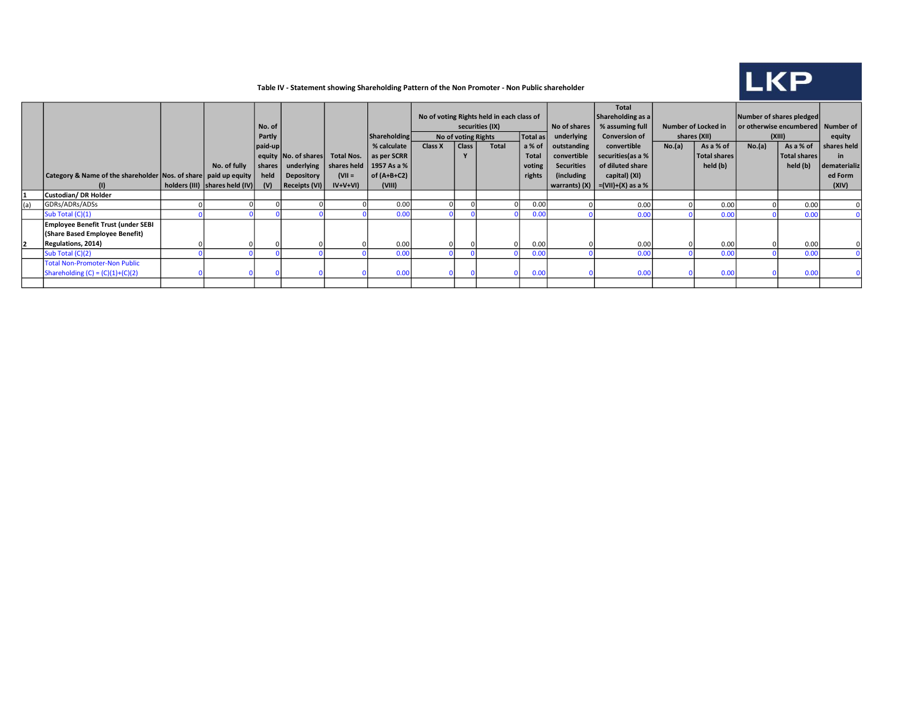## Table IV - Statement showing Shareholding Pattern of the Non Promoter - Non Public shareholder

| | Category & Name of the shareholder (I) | Nos. of share holders (III) | No. of fully paid up equity shares held (IV) | No. of Partly paid-up equity shares held (V) | No. of shares underlying Depository Receipts (VI) | Total Nos. shares held (VII = IV+V+VI) | Shareholding % calculate as per SCRR 1957 As a % of (A+B+C2) (VIII) | No of voting Rights held in each class of securities (IX) | | | | No of shares underlying outstanding convertible Securities (including warrants) (X) | Total Shareholding as a % assuming full Conversion of convertible securities(as a % of diluted share capital) (XI) =(VII)+(X) as a % | Number of Locked in shares (XII) | | Number of shares pledged or otherwise encumbered (XIII) | | Number of equity shares held in dematerialized Form (XIV) |
|---|---|---|---|---|---|---|---|---|---|---|---|---|---|---|---|---|---|---|
| | | | | | | | | No of voting Rights | | | Total as a % of Total voting rights | | | No.(a) | As a % of Total shares held (b) | No.(a) | As a % of Total shares held (b) | |
| | | | | | | | | Class X | Class Y | Total | | | | | | | | |
| 1 | **Custodian/ DR Holder** | | | | | | | | | | | | | | | | | |
| (a) | GDRs/ADRs/ADSs | 0 | 0 | 0 | 0 | 0 | 0.00 | 0 | 0 | 0 | 0.00 | 0 | 0.00 | 0 | 0.00 | 0 | 0.00 | 0 |
| | Sub Total (C)(1) | 0 | 0 | 0 | 0 | 0 | 0.00 | 0 | 0 | 0 | 0.00 | 0 | 0.00 | 0 | 0.00 | 0 | 0.00 | 0 |
| 2 | **Employee Benefit Trust (under SEBI (Share Based Employee Benefit) Regulations, 2014)** | 0 | 0 | 0 | 0 | 0 | 0.00 | 0 | 0 | 0 | 0.00 | 0 | 0.00 | 0 | 0.00 | 0 | 0.00 | 0 |
| | Sub Total (C)(2) | 0 | 0 | 0 | 0 | 0 | 0.00 | 0 | 0 | 0 | 0.00 | 0 | 0.00 | 0 | 0.00 | 0 | 0.00 | 0 |
| | Total Non-Promoter-Non Public Shareholding (C) = (C)(1)+(C)(2) | 0 | 0 | 0 | 0 | 0 | 0.00 | 0 | 0 | 0 | 0.00 | 0 | 0.00 | 0 | 0.00 | 0 | 0.00 | 0 |